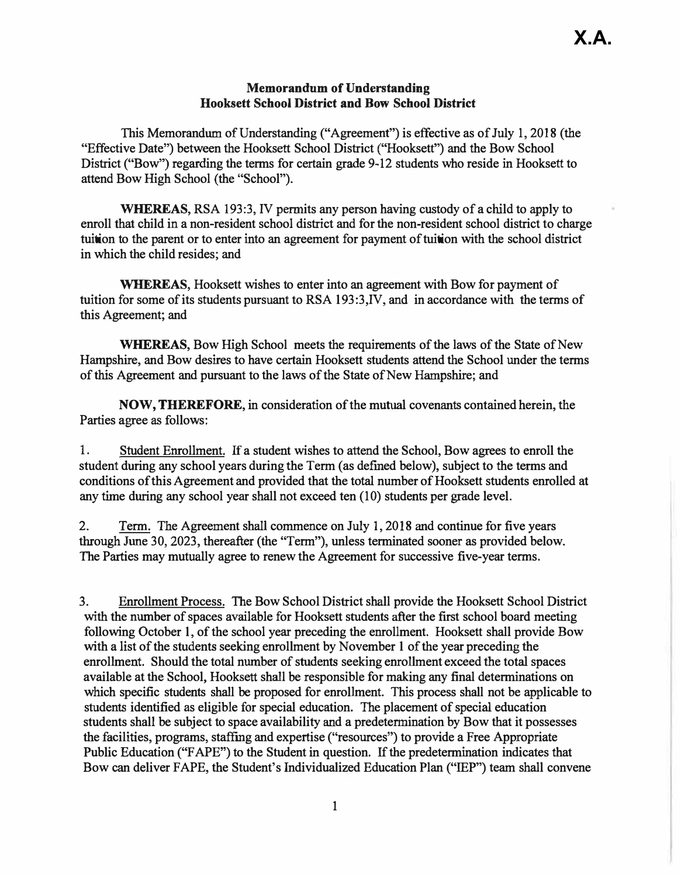X.A.

**Memorandum of Understanding**
**Hooksett School District and Bow School District**

This Memorandum of Understanding ("Agreement") is effective as of July 1, 2018 (the "Effective Date") between the Hooksett School District ("Hooksett") and the Bow School District ("Bow") regarding the terms for certain grade 9-12 students who reside in Hooksett to attend Bow High School (the "School").

**WHEREAS,** RSA 193:3, IV permits any person having custody of a child to apply to enroll that child in a non-resident school district and for the non-resident school district to charge tuition to the parent or to enter into an agreement for payment of tuition with the school district in which the child resides; and

**WHEREAS,** Hooksett wishes to enter into an agreement with Bow for payment of tuition for some of its students pursuant to RSA 193:3,IV, and in accordance with the terms of this Agreement; and

**WHEREAS,** Bow High School meets the requirements of the laws of the State of New Hampshire, and Bow desires to have certain Hooksett students attend the School under the terms of this Agreement and pursuant to the laws of the State of New Hampshire; and

**NOW, THEREFORE,** in consideration of the mutual covenants contained herein, the Parties agree as follows:

1. Student Enrollment. If a student wishes to attend the School, Bow agrees to enroll the student during any school years during the Term (as defined below), subject to the terms and conditions of this Agreement and provided that the total number of Hooksett students enrolled at any time during any school year shall not exceed ten (10) students per grade level.

2. Term. The Agreement shall commence on July 1, 2018 and continue for five years through June 30, 2023, thereafter (the "Term"), unless terminated sooner as provided below. The Parties may mutually agree to renew the Agreement for successive five-year terms.

3. Enrollment Process. The Bow School District shall provide the Hooksett School District with the number of spaces available for Hooksett students after the first school board meeting following October 1, of the school year preceding the enrollment. Hooksett shall provide Bow with a list of the students seeking enrollment by November 1 of the year preceding the enrollment. Should the total number of students seeking enrollment exceed the total spaces available at the School, Hooksett shall be responsible for making any final determinations on which specific students shall be proposed for enrollment. This process shall not be applicable to students identified as eligible for special education. The placement of special education students shall be subject to space availability and a predetermination by Bow that it possesses the facilities, programs, staffing and expertise ("resources") to provide a Free Appropriate Public Education ("FAPE") to the Student in question. If the predetermination indicates that Bow can deliver FAPE, the Student's Individualized Education Plan ("IEP") team shall convene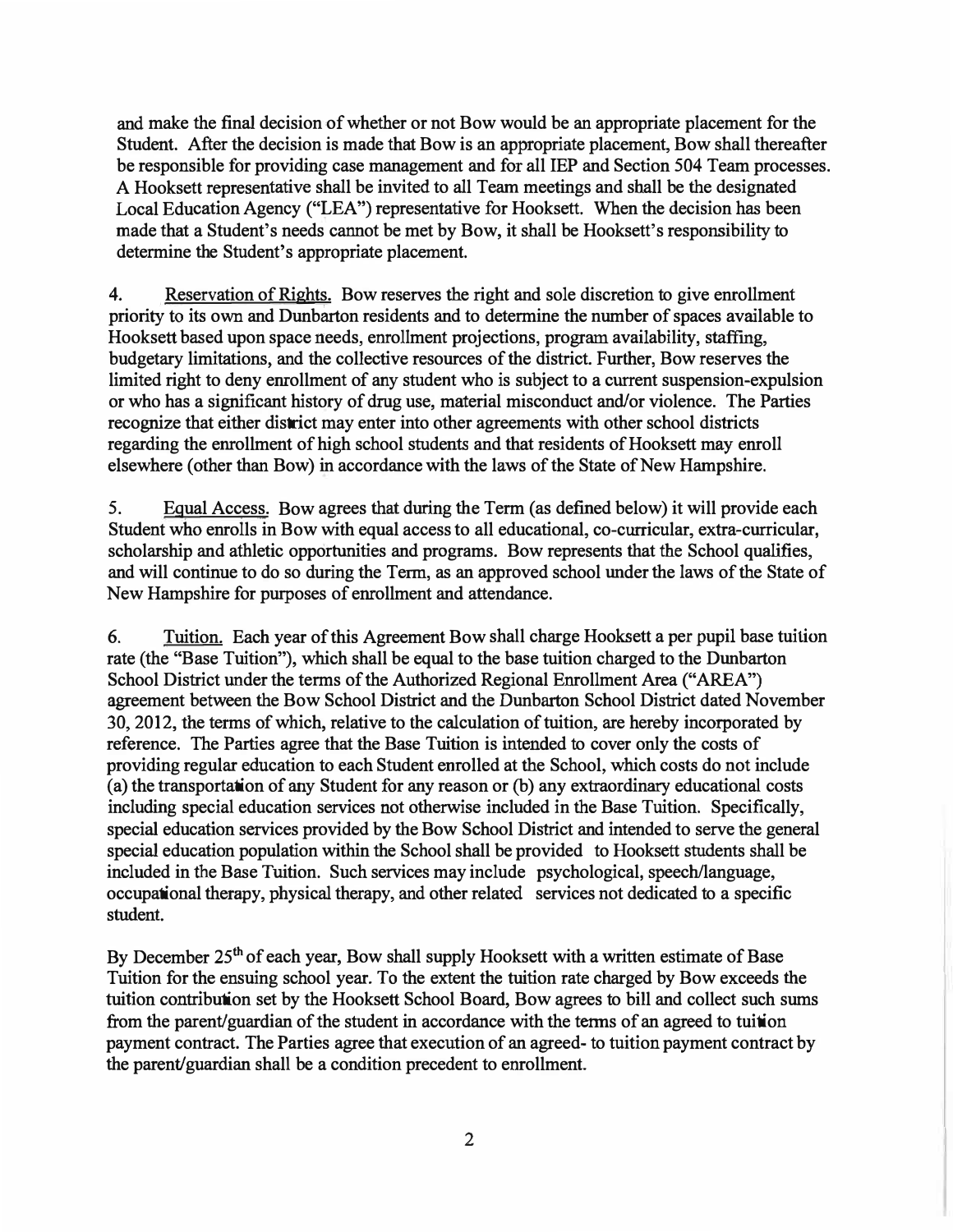and make the final decision of whether or not Bow would be an appropriate placement for the Student. After the decision is made that Bow is an appropriate placement, Bow shall thereafter be responsible for providing case management and for all IEP and Section 504 Team processes. A Hooksett representative shall be invited to all Team meetings and shall be the designated Local Education Agency ("LEA") representative for Hooksett. When the decision has been made that a Student's needs cannot be met by Bow, it shall be Hooksett's responsibility to determine the Student's appropriate placement.

4. Reservation of Rights. Bow reserves the right and sole discretion to give enrollment priority to its own and Dunbarton residents and to determine the number of spaces available to Hooksett based upon space needs, enrollment projections, program availability, staffing, budgetary limitations, and the collective resources of the district. Further, Bow reserves the limited right to deny enrollment of any student who is subject to a current suspension-expulsion or who has a significant history of drug use, material misconduct and/or violence. The Parties recognize that either district may enter into other agreements with other school districts regarding the enrollment of high school students and that residents of Hooksett may enroll elsewhere (other than Bow) in accordance with the laws of the State of New Hampshire.

5. Equal Access. Bow agrees that during the Term (as defined below) it will provide each Student who enrolls in Bow with equal access to all educational, co-curricular, extra-curricular, scholarship and athletic opportunities and programs. Bow represents that the School qualifies, and will continue to do so during the Term, as an approved school under the laws of the State of New Hampshire for purposes of enrollment and attendance.

6. Tuition. Each year of this Agreement Bow shall charge Hooksett a per pupil base tuition rate (the "Base Tuition"), which shall be equal to the base tuition charged to the Dunbarton School District under the terms of the Authorized Regional Enrollment Area ("AREA") agreement between the Bow School District and the Dunbarton School District dated November 30, 2012, the terms of which, relative to the calculation of tuition, are hereby incorporated by reference. The Parties agree that the Base Tuition is intended to cover only the costs of providing regular education to each Student enrolled at the School, which costs do not include (a) the transportation of any Student for any reason or (b) any extraordinary educational costs including special education services not otherwise included in the Base Tuition. Specifically, special education services provided by the Bow School District and intended to serve the general special education population within the School shall be provided to Hooksett students shall be included in the Base Tuition. Such services may include psychological, speech/language, occupational therapy, physical therapy, and other related services not dedicated to a specific student.

By December 25th of each year, Bow shall supply Hooksett with a written estimate of Base Tuition for the ensuing school year. To the extent the tuition rate charged by Bow exceeds the tuition contribution set by the Hooksett School Board, Bow agrees to bill and collect such sums from the parent/guardian of the student in accordance with the terms of an agreed to tuition payment contract. The Parties agree that execution of an agreed- to tuition payment contract by the parent/guardian shall be a condition precedent to enrollment.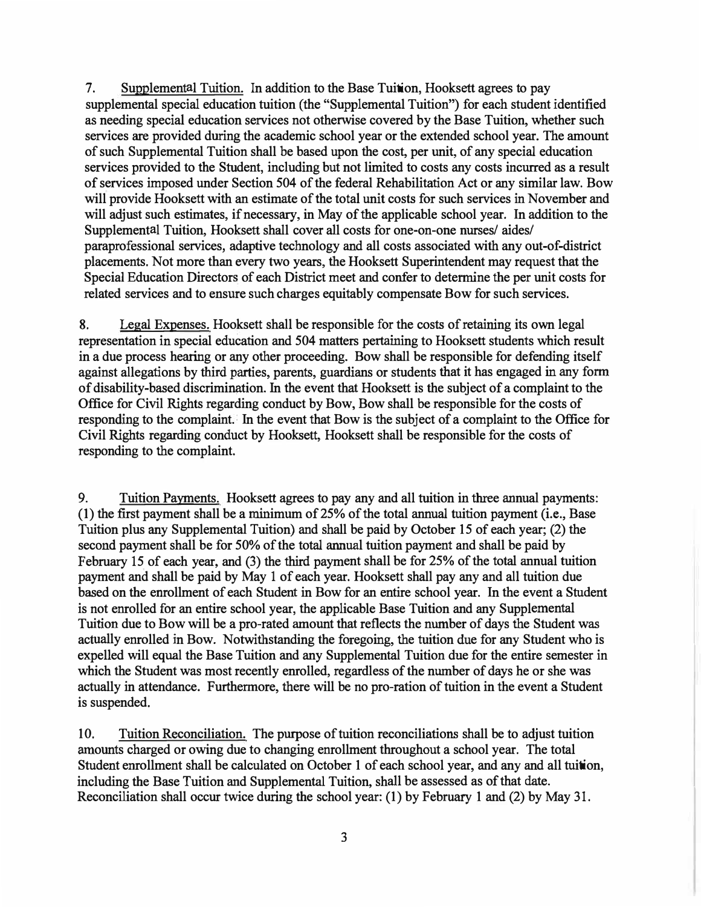7. <u>Supplemental Tuition.</u> In addition to the Base Tuition, Hooksett agrees to pay supplemental special education tuition (the "Supplemental Tuition") for each student identified as needing special education services not otherwise covered by the Base Tuition, whether such services are provided during the academic school year or the extended school year. The amount of such Supplemental Tuition shall be based upon the cost, per unit, of any special education services provided to the Student, including but not limited to costs any costs incurred as a result of services imposed under Section 504 of the federal Rehabilitation Act or any similar law. Bow will provide Hooksett with an estimate of the total unit costs for such services in November and will adjust such estimates, if necessary, in May of the applicable school year. In addition to the Supplemental Tuition, Hooksett shall cover all costs for one-on-one nurses/ aides/ paraprofessional services, adaptive technology and all costs associated with any out-of-district placements. Not more than every two years, the Hooksett Superintendent may request that the Special Education Directors of each District meet and confer to determine the per unit costs for related services and to ensure such charges equitably compensate Bow for such services.

8. <u>Legal Expenses.</u> Hooksett shall be responsible for the costs of retaining its own legal representation in special education and 504 matters pertaining to Hooksett students which result in a due process hearing or any other proceeding. Bow shall be responsible for defending itself against allegations by third parties, parents, guardians or students that it has engaged in any form of disability-based discrimination. In the event that Hooksett is the subject of a complaint to the Office for Civil Rights regarding conduct by Bow, Bow shall be responsible for the costs of responding to the complaint. In the event that Bow is the subject of a complaint to the Office for Civil Rights regarding conduct by Hooksett, Hooksett shall be responsible for the costs of responding to the complaint.

9. <u>Tuition Payments.</u> Hooksett agrees to pay any and all tuition in three annual payments: (1) the first payment shall be a minimum of 25% of the total annual tuition payment (i.e., Base Tuition plus any Supplemental Tuition) and shall be paid by October 15 of each year; (2) the second payment shall be for 50% of the total annual tuition payment and shall be paid by February 15 of each year, and (3) the third payment shall be for 25% of the total annual tuition payment and shall be paid by May 1 of each year. Hooksett shall pay any and all tuition due based on the enrollment of each Student in Bow for an entire school year. In the event a Student is not enrolled for an entire school year, the applicable Base Tuition and any Supplemental Tuition due to Bow will be a pro-rated amount that reflects the number of days the Student was actually enrolled in Bow. Notwithstanding the foregoing, the tuition due for any Student who is expelled will equal the Base Tuition and any Supplemental Tuition due for the entire semester in which the Student was most recently enrolled, regardless of the number of days he or she was actually in attendance. Furthermore, there will be no pro-ration of tuition in the event a Student is suspended.

10. <u>Tuition Reconciliation.</u> The purpose of tuition reconciliations shall be to adjust tuition amounts charged or owing due to changing enrollment throughout a school year. The total Student enrollment shall be calculated on October 1 of each school year, and any and all tuition, including the Base Tuition and Supplemental Tuition, shall be assessed as of that date. Reconciliation shall occur twice during the school year: (1) by February 1 and (2) by May 31.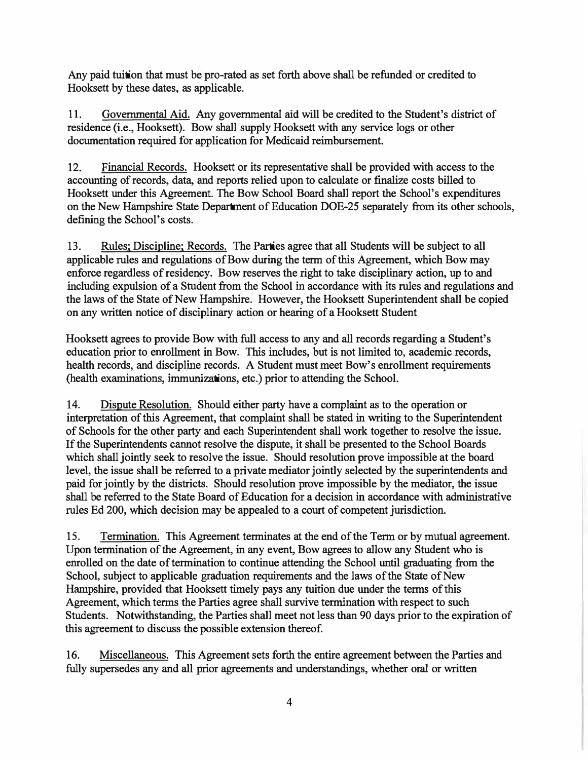Any paid tuition that must be pro-rated as set forth above shall be refunded or credited to Hooksett by these dates, as applicable.

11. Governmental Aid. Any governmental aid will be credited to the Student's district of residence (i.e., Hooksett). Bow shall supply Hooksett with any service logs or other documentation required for application for Medicaid reimbursement.

12. Financial Records. Hooksett or its representative shall be provided with access to the accounting of records, data, and reports relied upon to calculate or finalize costs billed to Hooksett under this Agreement. The Bow School Board shall report the School's expenditures on the New Hampshire State Department of Education DOE-25 separately from its other schools, defining the School's costs.

13. Rules; Discipline; Records. The Parties agree that all Students will be subject to all applicable rules and regulations of Bow during the term of this Agreement, which Bow may enforce regardless of residency. Bow reserves the right to take disciplinary action, up to and including expulsion of a Student from the School in accordance with its rules and regulations and the laws of the State of New Hampshire. However, the Hooksett Superintendent shall be copied on any written notice of disciplinary action or hearing of a Hooksett Student

Hooksett agrees to provide Bow with full access to any and all records regarding a Student's education prior to enrollment in Bow. This includes, but is not limited to, academic records, health records, and discipline records. A Student must meet Bow's enrollment requirements (health examinations, immunizations, etc.) prior to attending the School.

14. Dispute Resolution. Should either party have a complaint as to the operation or interpretation of this Agreement, that complaint shall be stated in writing to the Superintendent of Schools for the other party and each Superintendent shall work together to resolve the issue. If the Superintendents cannot resolve the dispute, it shall be presented to the School Boards which shall jointly seek to resolve the issue. Should resolution prove impossible at the board level, the issue shall be referred to a private mediator jointly selected by the superintendents and paid for jointly by the districts. Should resolution prove impossible by the mediator, the issue shall be referred to the State Board of Education for a decision in accordance with administrative rules Ed 200, which decision may be appealed to a court of competent jurisdiction.

15. Termination. This Agreement terminates at the end of the Term or by mutual agreement. Upon termination of the Agreement, in any event, Bow agrees to allow any Student who is enrolled on the date of termination to continue attending the School until graduating from the School, subject to applicable graduation requirements and the laws of the State of New Hampshire, provided that Hooksett timely pays any tuition due under the terms of this Agreement, which terms the Parties agree shall survive termination with respect to such Students. Notwithstanding, the Parties shall meet not less than 90 days prior to the expiration of this agreement to discuss the possible extension thereof.

16. Miscellaneous. This Agreement sets forth the entire agreement between the Parties and fully supersedes any and all prior agreements and understandings, whether oral or written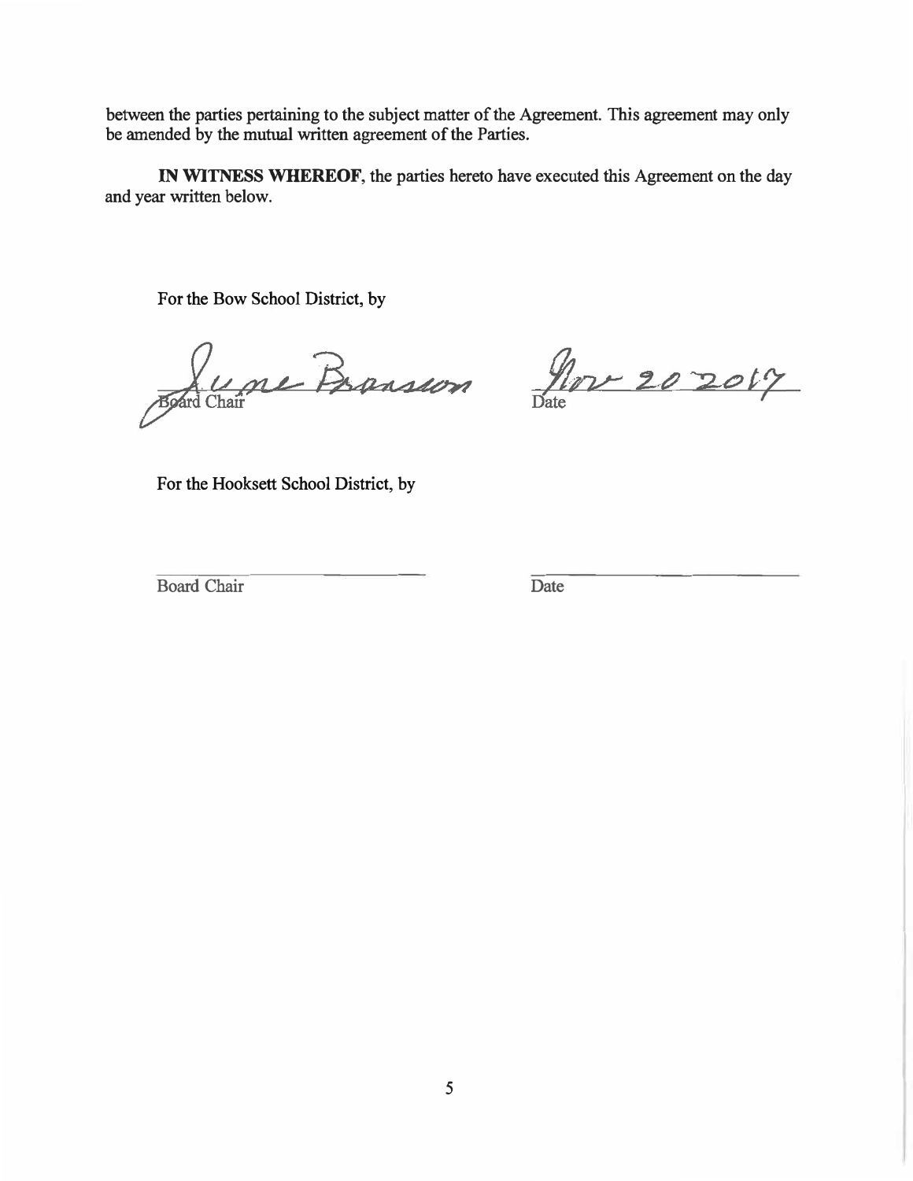between the parties pertaining to the subject matter of the Agreement. This agreement may only be amended by the mutual written agreement of the Parties.

**IN WITNESS WHEREOF**, the parties hereto have executed this Agreement on the day and year written below.

For the Bow School District, by

June Branson ____________________ Nov 20 2017 ____________________

Board Chair Date

For the Hooksett School District, by

____________________ ____________________

Board Chair Date